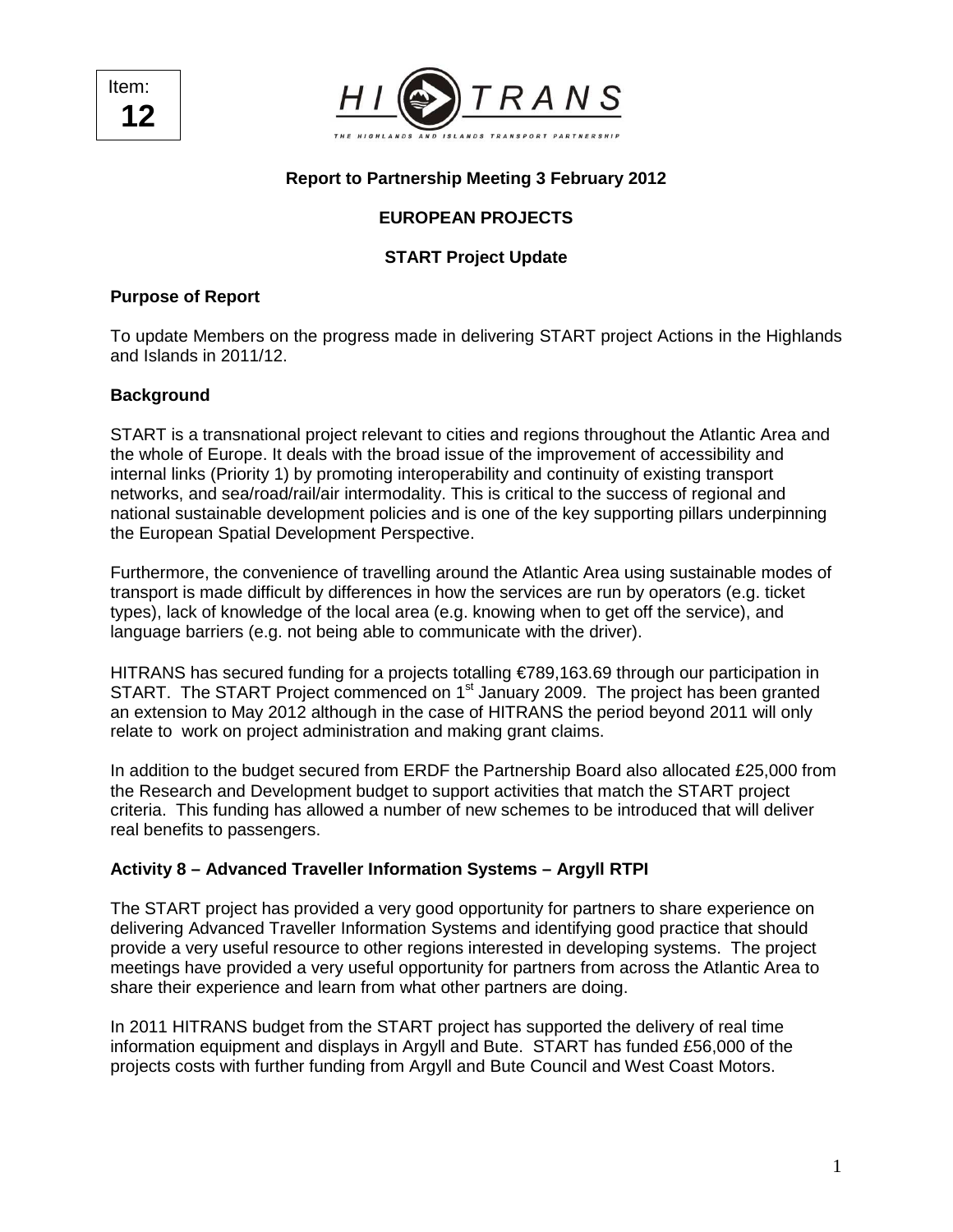Item: **12**

HI TRANS
THE HIGHLANDS AND ISLANDS TRANSPORT PARTNERSHIP

**Report to Partnership Meeting 3 February 2012**

**EUROPEAN PROJECTS**

**START Project Update**

## Purpose of Report

To update Members on the progress made in delivering START project Actions in the Highlands and Islands in 2011/12.

## Background

START is a transnational project relevant to cities and regions throughout the Atlantic Area and the whole of Europe. It deals with the broad issue of the improvement of accessibility and internal links (Priority 1) by promoting interoperability and continuity of existing transport networks, and sea/road/rail/air intermodality. This is critical to the success of regional and national sustainable development policies and is one of the key supporting pillars underpinning the European Spatial Development Perspective.

Furthermore, the convenience of travelling around the Atlantic Area using sustainable modes of transport is made difficult by differences in how the services are run by operators (e.g. ticket types), lack of knowledge of the local area (e.g. knowing when to get off the service), and language barriers (e.g. not being able to communicate with the driver).

HITRANS has secured funding for a projects totalling €789,163.69 through our participation in START. The START Project commenced on 1st January 2009. The project has been granted an extension to May 2012 although in the case of HITRANS the period beyond 2011 will only relate to work on project administration and making grant claims.

In addition to the budget secured from ERDF the Partnership Board also allocated £25,000 from the Research and Development budget to support activities that match the START project criteria. This funding has allowed a number of new schemes to be introduced that will deliver real benefits to passengers.

## Activity 8 – Advanced Traveller Information Systems – Argyll RTPI

The START project has provided a very good opportunity for partners to share experience on delivering Advanced Traveller Information Systems and identifying good practice that should provide a very useful resource to other regions interested in developing systems. The project meetings have provided a very useful opportunity for partners from across the Atlantic Area to share their experience and learn from what other partners are doing.

In 2011 HITRANS budget from the START project has supported the delivery of real time information equipment and displays in Argyll and Bute. START has funded £56,000 of the projects costs with further funding from Argyll and Bute Council and West Coast Motors.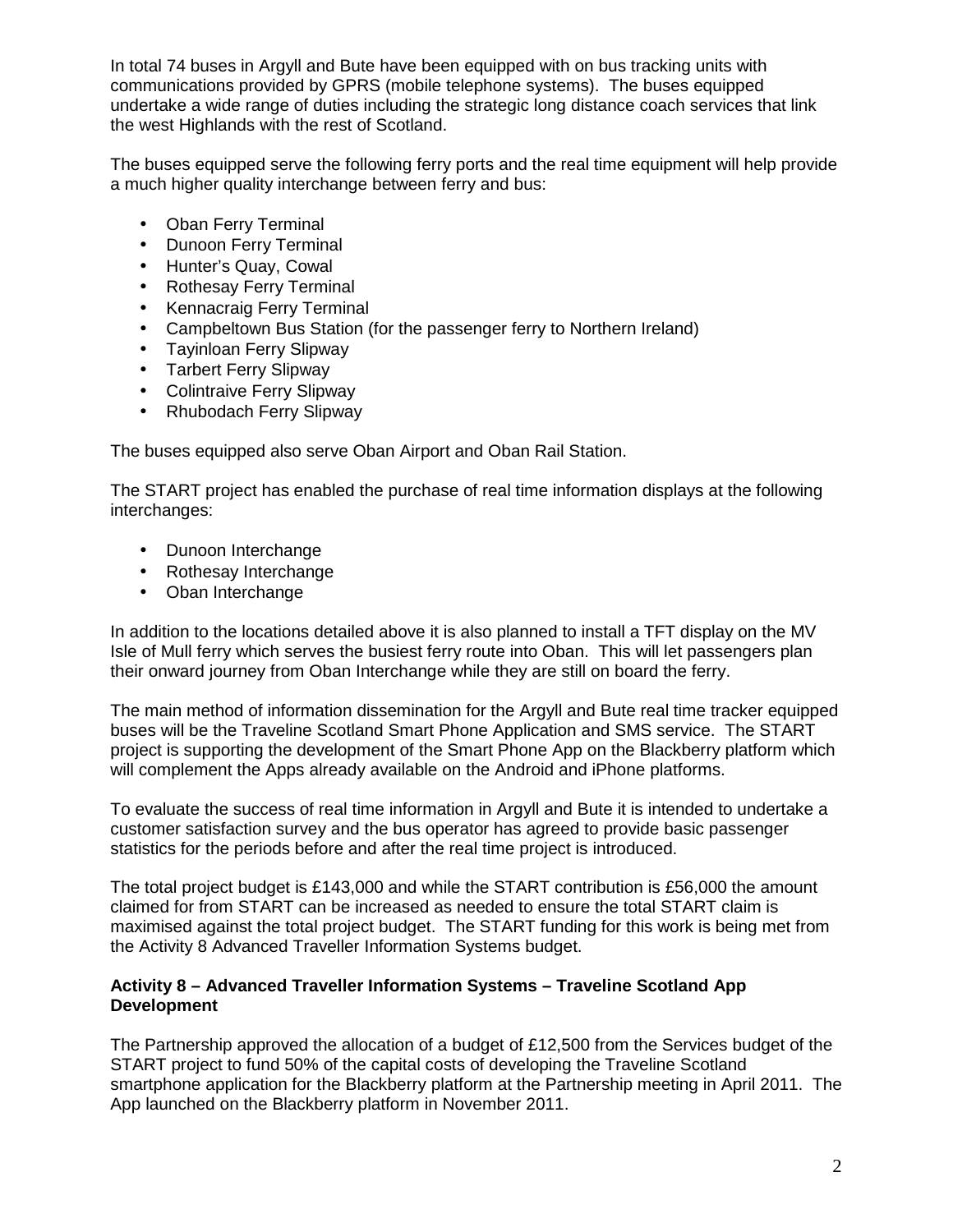In total 74 buses in Argyll and Bute have been equipped with on bus tracking units with communications provided by GPRS (mobile telephone systems). The buses equipped undertake a wide range of duties including the strategic long distance coach services that link the west Highlands with the rest of Scotland.

The buses equipped serve the following ferry ports and the real time equipment will help provide a much higher quality interchange between ferry and bus:

- Oban Ferry Terminal
- Dunoon Ferry Terminal
- Hunter's Quay, Cowal
- Rothesay Ferry Terminal
- Kennacraig Ferry Terminal
- Campbeltown Bus Station (for the passenger ferry to Northern Ireland)
- Tayinloan Ferry Slipway
- Tarbert Ferry Slipway
- Colintraive Ferry Slipway
- Rhubodach Ferry Slipway

The buses equipped also serve Oban Airport and Oban Rail Station.

The START project has enabled the purchase of real time information displays at the following interchanges:

- Dunoon Interchange
- Rothesay Interchange
- Oban Interchange

In addition to the locations detailed above it is also planned to install a TFT display on the MV Isle of Mull ferry which serves the busiest ferry route into Oban. This will let passengers plan their onward journey from Oban Interchange while they are still on board the ferry.

The main method of information dissemination for the Argyll and Bute real time tracker equipped buses will be the Traveline Scotland Smart Phone Application and SMS service. The START project is supporting the development of the Smart Phone App on the Blackberry platform which will complement the Apps already available on the Android and iPhone platforms.

To evaluate the success of real time information in Argyll and Bute it is intended to undertake a customer satisfaction survey and the bus operator has agreed to provide basic passenger statistics for the periods before and after the real time project is introduced.

The total project budget is £143,000 and while the START contribution is £56,000 the amount claimed for from START can be increased as needed to ensure the total START claim is maximised against the total project budget. The START funding for this work is being met from the Activity 8 Advanced Traveller Information Systems budget.

**Activity 8 – Advanced Traveller Information Systems – Traveline Scotland App Development**

The Partnership approved the allocation of a budget of £12,500 from the Services budget of the START project to fund 50% of the capital costs of developing the Traveline Scotland smartphone application for the Blackberry platform at the Partnership meeting in April 2011. The App launched on the Blackberry platform in November 2011.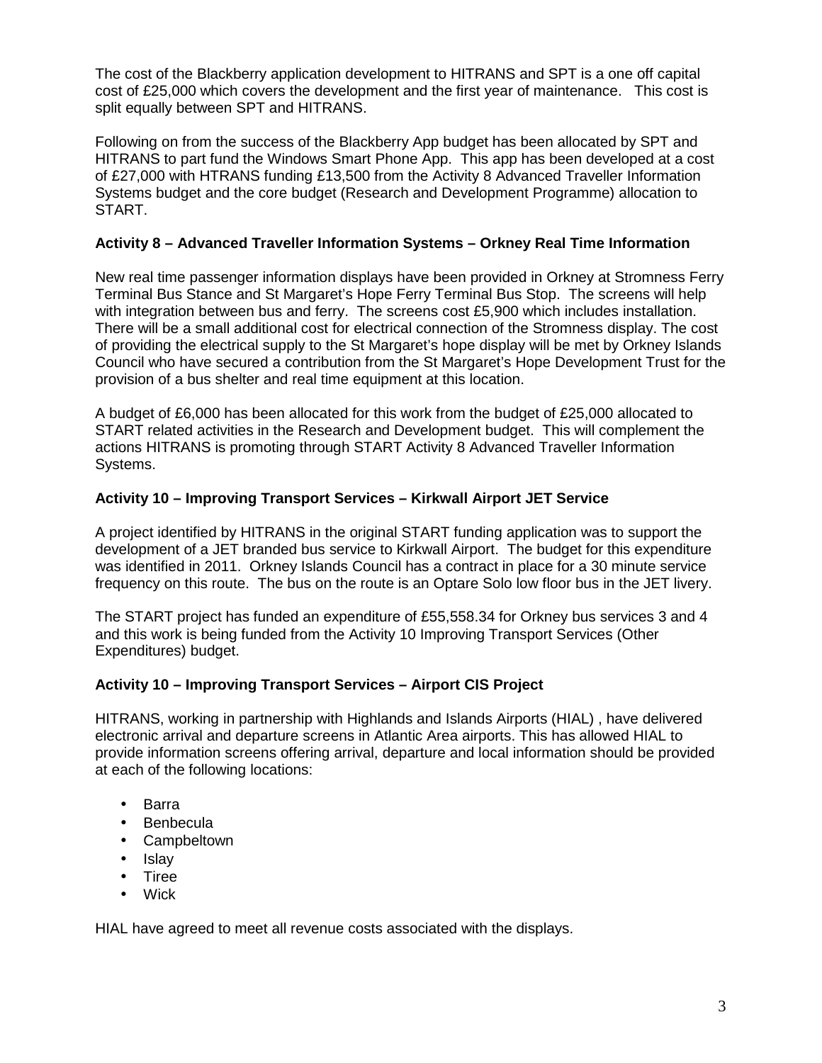The cost of the Blackberry application development to HITRANS and SPT is a one off capital cost of £25,000 which covers the development and the first year of maintenance. This cost is split equally between SPT and HITRANS.

Following on from the success of the Blackberry App budget has been allocated by SPT and HITRANS to part fund the Windows Smart Phone App. This app has been developed at a cost of £27,000 with HTRANS funding £13,500 from the Activity 8 Advanced Traveller Information Systems budget and the core budget (Research and Development Programme) allocation to START.

**Activity 8 – Advanced Traveller Information Systems – Orkney Real Time Information**

New real time passenger information displays have been provided in Orkney at Stromness Ferry Terminal Bus Stance and St Margaret's Hope Ferry Terminal Bus Stop. The screens will help with integration between bus and ferry. The screens cost £5,900 which includes installation. There will be a small additional cost for electrical connection of the Stromness display. The cost of providing the electrical supply to the St Margaret's hope display will be met by Orkney Islands Council who have secured a contribution from the St Margaret's Hope Development Trust for the provision of a bus shelter and real time equipment at this location.

A budget of £6,000 has been allocated for this work from the budget of £25,000 allocated to START related activities in the Research and Development budget. This will complement the actions HITRANS is promoting through START Activity 8 Advanced Traveller Information Systems.

**Activity 10 – Improving Transport Services – Kirkwall Airport JET Service**

A project identified by HITRANS in the original START funding application was to support the development of a JET branded bus service to Kirkwall Airport. The budget for this expenditure was identified in 2011. Orkney Islands Council has a contract in place for a 30 minute service frequency on this route. The bus on the route is an Optare Solo low floor bus in the JET livery.

The START project has funded an expenditure of £55,558.34 for Orkney bus services 3 and 4 and this work is being funded from the Activity 10 Improving Transport Services (Other Expenditures) budget.

**Activity 10 – Improving Transport Services – Airport CIS Project**

HITRANS, working in partnership with Highlands and Islands Airports (HIAL) , have delivered electronic arrival and departure screens in Atlantic Area airports. This has allowed HIAL to provide information screens offering arrival, departure and local information should be provided at each of the following locations:

- Barra
- Benbecula
- Campbeltown
- Islay
- Tiree
- Wick

HIAL have agreed to meet all revenue costs associated with the displays.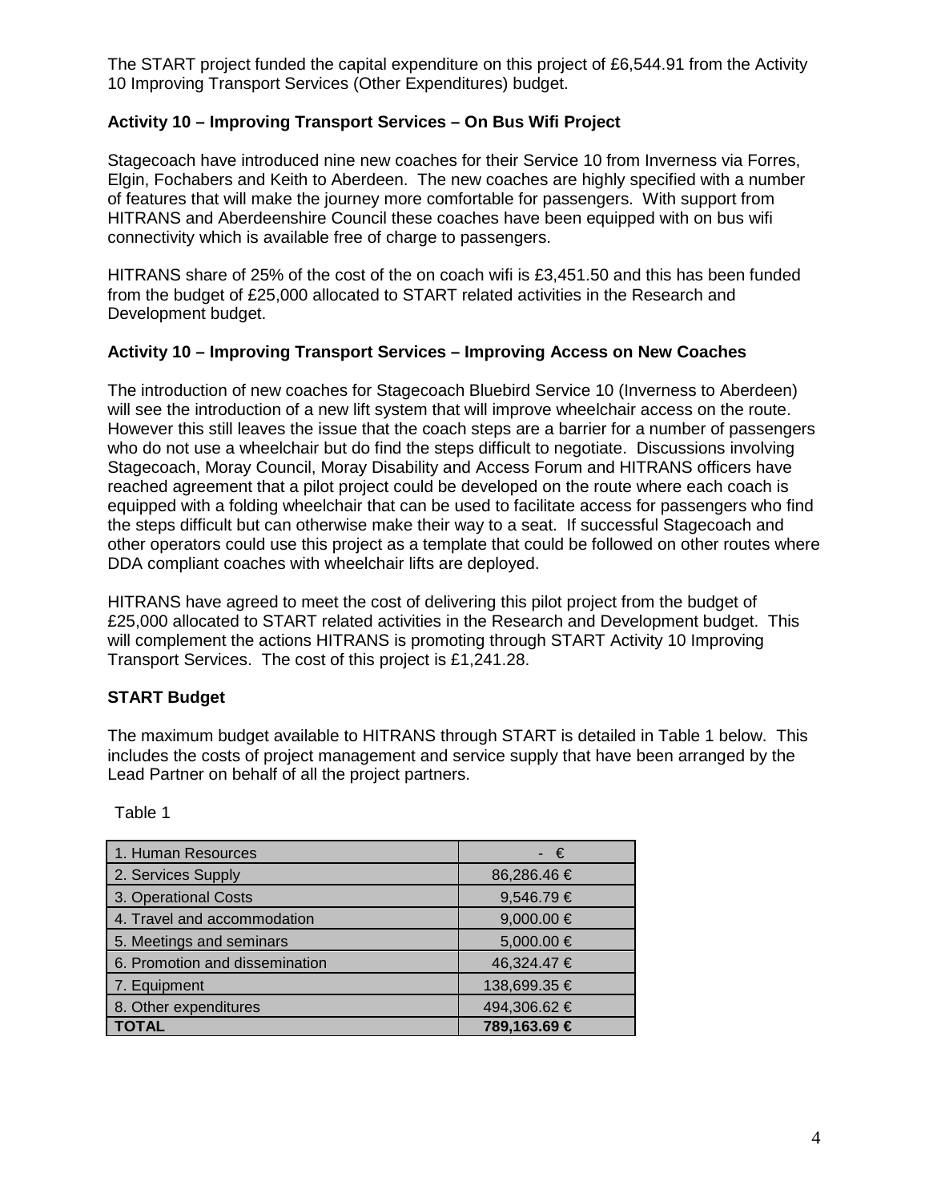The START project funded the capital expenditure on this project of £6,544.91 from the Activity 10 Improving Transport Services (Other Expenditures) budget.

**Activity 10 – Improving Transport Services – On Bus Wifi Project**

Stagecoach have introduced nine new coaches for their Service 10 from Inverness via Forres, Elgin, Fochabers and Keith to Aberdeen. The new coaches are highly specified with a number of features that will make the journey more comfortable for passengers. With support from HITRANS and Aberdeenshire Council these coaches have been equipped with on bus wifi connectivity which is available free of charge to passengers.

HITRANS share of 25% of the cost of the on coach wifi is £3,451.50 and this has been funded from the budget of £25,000 allocated to START related activities in the Research and Development budget.

**Activity 10 – Improving Transport Services – Improving Access on New Coaches**

The introduction of new coaches for Stagecoach Bluebird Service 10 (Inverness to Aberdeen) will see the introduction of a new lift system that will improve wheelchair access on the route. However this still leaves the issue that the coach steps are a barrier for a number of passengers who do not use a wheelchair but do find the steps difficult to negotiate. Discussions involving Stagecoach, Moray Council, Moray Disability and Access Forum and HITRANS officers have reached agreement that a pilot project could be developed on the route where each coach is equipped with a folding wheelchair that can be used to facilitate access for passengers who find the steps difficult but can otherwise make their way to a seat. If successful Stagecoach and other operators could use this project as a template that could be followed on other routes where DDA compliant coaches with wheelchair lifts are deployed.

HITRANS have agreed to meet the cost of delivering this pilot project from the budget of £25,000 allocated to START related activities in the Research and Development budget. This will complement the actions HITRANS is promoting through START Activity 10 Improving Transport Services. The cost of this project is £1,241.28.

**START Budget**

The maximum budget available to HITRANS through START is detailed in Table 1 below. This includes the costs of project management and service supply that have been arranged by the Lead Partner on behalf of all the project partners.

Table 1

| | |
|---|---|
| 1. Human Resources | - € |
| 2. Services Supply | 86,286.46 € |
| 3. Operational Costs | 9,546.79 € |
| 4. Travel and accommodation | 9,000.00 € |
| 5. Meetings and seminars | 5,000.00 € |
| 6. Promotion and dissemination | 46,324.47 € |
| 7. Equipment | 138,699.35 € |
| 8. Other expenditures | 494,306.62 € |
| **TOTAL** | **789,163.69 €** |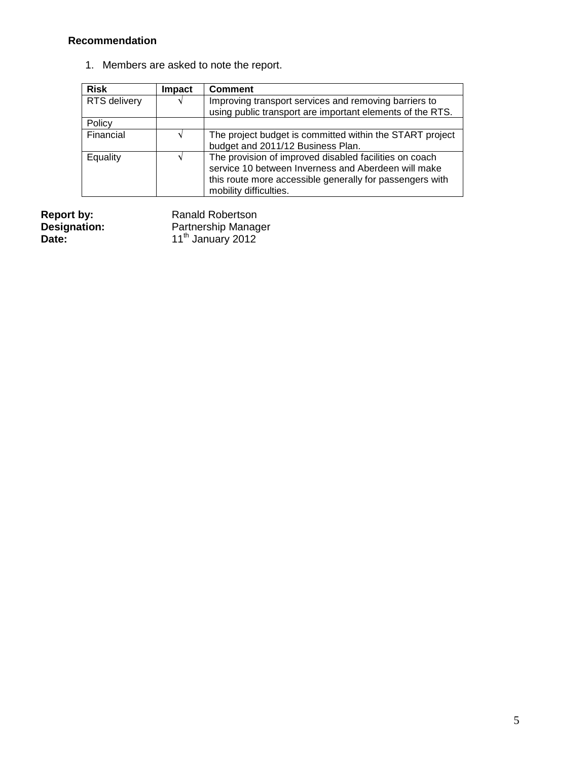**Recommendation**

1. Members are asked to note the report.

| Risk | Impact | Comment |
|---|---|---|
| RTS delivery | √ | Improving transport services and removing barriers to using public transport are important elements of the RTS. |
| Policy | | |
| Financial | √ | The project budget is committed within the START project budget and 2011/12 Business Plan. |
| Equality | √ | The provision of improved disabled facilities on coach service 10 between Inverness and Aberdeen will make this route more accessible generally for passengers with mobility difficulties. |

**Report by:** Ranald Robertson
**Designation:** Partnership Manager
**Date:** 11th January 2012